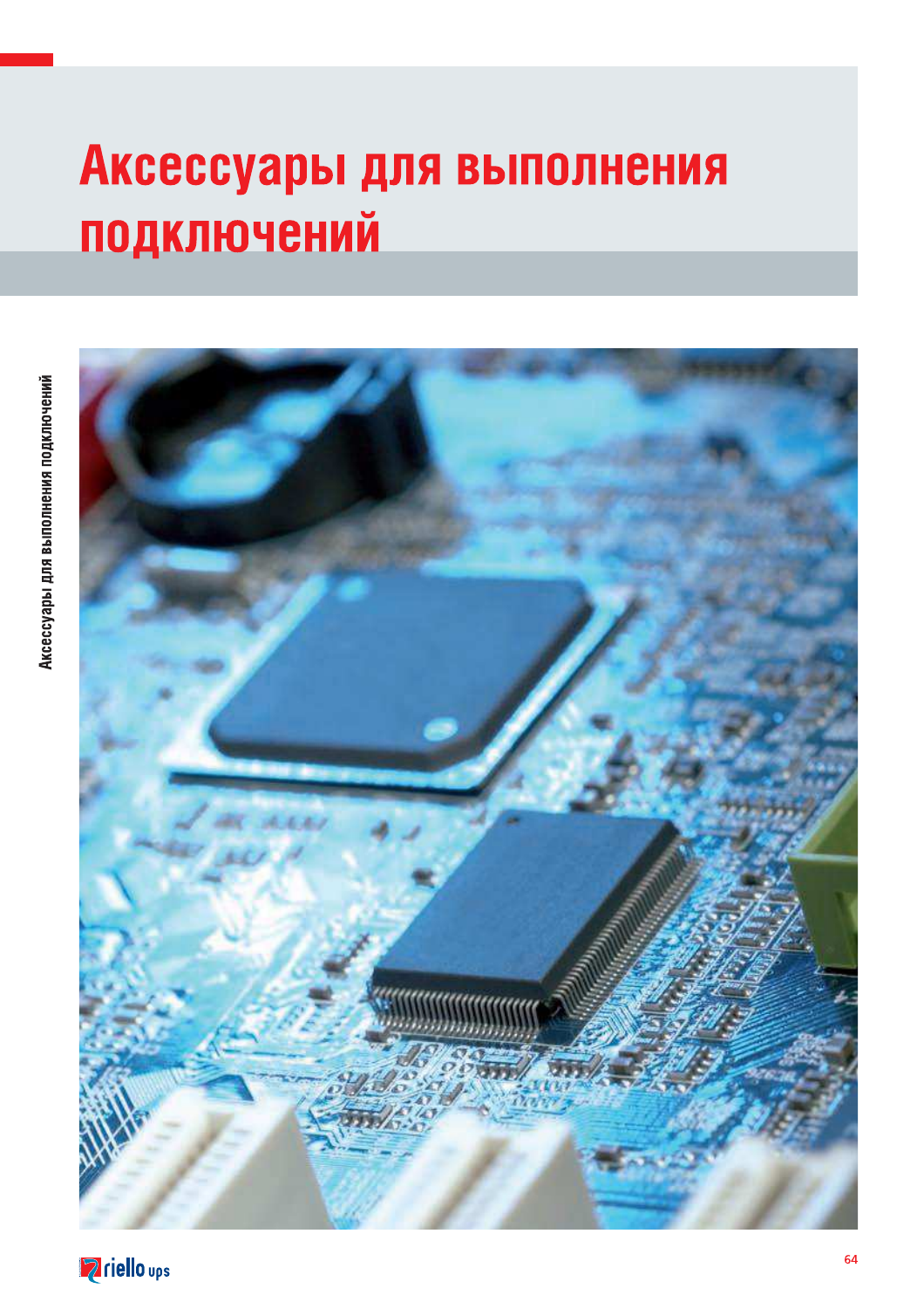# Аксессуары для выполнения подключений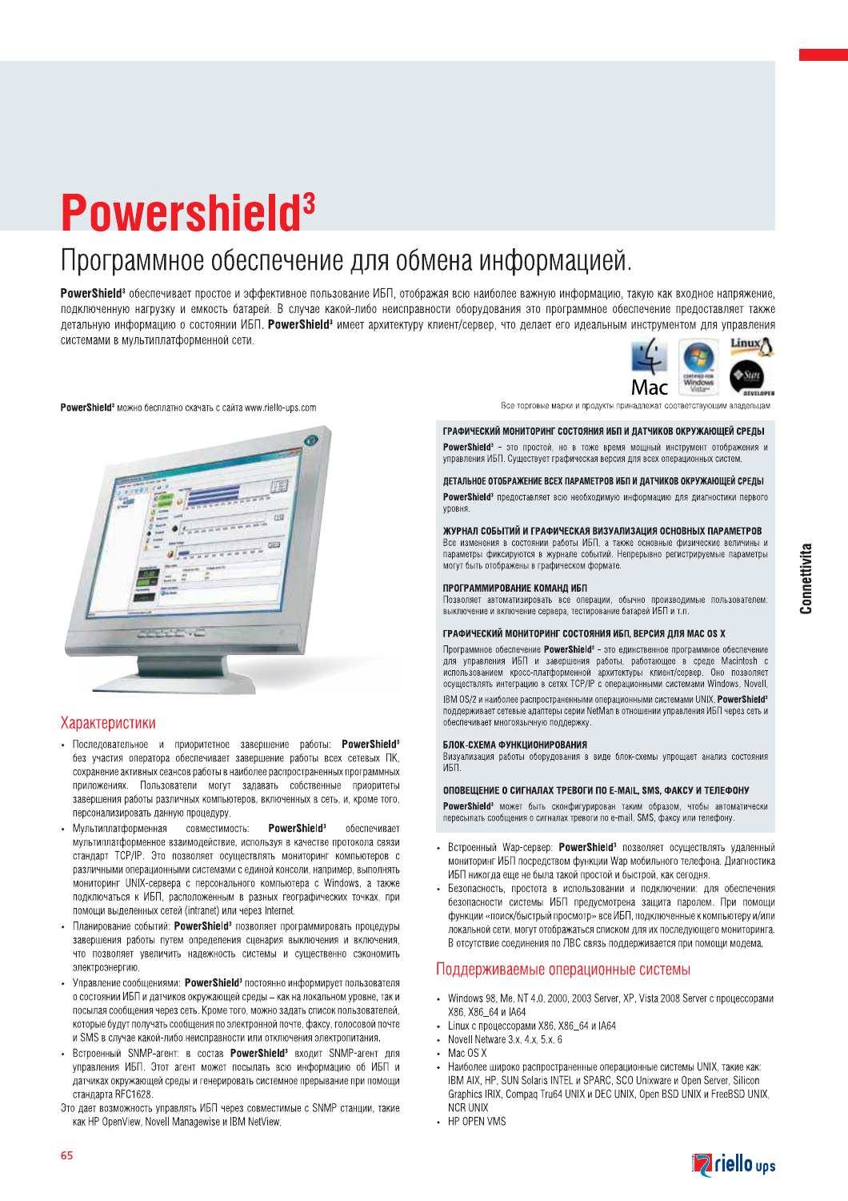# Powershield³

## Программное обеспечение для обмена информацией.

**PowerShield³** обеспечивает простое и эффективное пользование ИБП, отображая всю наиболее важную информацию, такую как входное напряжение, подключенную нагрузку и емкость батарей. В случае какой-либо неисправности оборудования это программное обеспечение предоставляет также детальную информацию о состоянии ИБП. **PowerShield³** имеет архитектуру клиент/сервер, что делает его идеальным инструментом для управления системами в мультиплатформенной сети.

**PowerShield³** можно бесплатно скачать с сайта www.riello-ups.com

Все торговые марки и продукты принадлежат соответствующим владельцам

### ГРАФИЧЕСКИЙ МОНИТОРИНГ СОСТОЯНИЯ ИБП И ДАТЧИКОВ ОКРУЖАЮЩЕЙ СРЕДЫ

**PowerShield³** – это простой, но в тоже время мощный инструмент отображения и управления ИБП. Существует графическая версия для всех операционных систем.

### ДЕТАЛЬНОЕ ОТОБРАЖЕНИЕ ВСЕХ ПАРАМЕТРОВ ИБП И ДАТЧИКОВ ОКРУЖАЮЩЕЙ СРЕДЫ

**PowerShield³** предоставляет всю необходимую информацию для диагностики первого уровня.

### ЖУРНАЛ СОБЫТИЙ И ГРАФИЧЕСКАЯ ВИЗУАЛИЗАЦИЯ ОСНОВНЫХ ПАРАМЕТРОВ

Все изменения в состоянии работы ИБП, а также основные физические величины и параметры фиксируются в журнале событий. Непрерывно регистрируемые параметры могут быть отображены в графическом формате.

### ПРОГРАММИРОВАНИЕ КОМАНД ИБП

Позволяет автоматизировать все операции, обычно производимые пользователем: выключение и включение сервера, тестирование батарей ИБП и т.п.

### ГРАФИЧЕСКИЙ МОНИТОРИНГ СОСТОЯНИЯ ИБП, ВЕРСИЯ ДЛЯ MAC OS X

Программное обеспечение **PowerShield³** – это единственное программное обеспечение для управления ИБП и завершения работы, работающее в среде Macintosh с использованием кросс-платформенной архитектуры клиент/сервер. Оно позволяет осуществлять интеграцию в сетях TCP/IP с операционными системами Windows, Novell, IBM OS/2 и наиболее распространенными операционными системами UNIX. **PowerShield³** поддерживает сетевые адаптеры серии NetMan в отношении управления ИБП через сеть и обеспечивает многоязычную поддержку.

### БЛОК-СХЕМА ФУНКЦИОНИРОВАНИЯ

Визуализация работы оборудования в виде блок-схемы упрощает анализ состояния ИБП.

### ОПОВЕЩЕНИЕ О СИГНАЛАХ ТРЕВОГИ ПО E-MAIL, SMS, ФАКСУ И ТЕЛЕФОНУ

**PowerShield³** может быть сконфигурирован таким образом, чтобы автоматически пересылать сообщения о сигналах тревоги по e-mail, SMS, факсу или телефону.

## Характеристики

- Последовательное и приоритетное завершение работы: **PowerShield³** без участия оператора обеспечивает завершение работы всех сетевых ПК, сохранение активных сеансов работы в наиболее распространенных программных приложениях. Пользователи могут задавать собственные приоритеты завершения работы различных компьютеров, включенных в сеть, и, кроме того, персонализировать данную процедуру.
- Мультиплатформенная совместимость: **PowerShield³** обеспечивает мультиплатформенное взаимодействие, используя в качестве протокола связи стандарт TCP/IP. Это позволяет осуществлять мониторинг компьютеров с различными операционными системами с единой консоли, например, выполнять мониторинг UNIX-сервера с персонального компьютера с Windows, а также подключаться к ИБП, расположенным в разных географических точках, при помощи выделенных сетей (intranet) или через Internet.
- Планирование событий: **PowerShield³** позволяет программировать процедуры завершения работы путем определения сценария выключения и включения, что позволяет увеличить надежность системы и существенно сэкономить электроэнергию.
- Управление сообщениями: **PowerShield³** постоянно информирует пользователя о состоянии ИБП и датчиков окружающей среды – как на локальном уровне, так и посылая сообщения через сеть. Кроме того, можно задать список пользователей, которые будут получать сообщения по электронной почте, факсу, голосовой почте и SMS в случае какой-либо неисправности или отключения электропитания.
- Встроенный SNMP-агент: в состав **PowerShield³** входит SNMP-агент для управления ИБП. Этот агент может посылать всю информацию об ИБП и датчиках окружающей среды и генерировать системное прерывание при помощи стандарта RFC1628.

Это дает возможность управлять ИБП через совместимые с SNMP станции, такие как HP OpenView, Novell Managewise и IBM NetView.

- Встроенный Wap-сервер: **PowerShield³** позволяет осуществлять удаленный мониторинг ИБП посредством функции Wap мобильного телефона. Диагностика ИБП никогда еще не была такой простой и быстрой, как сегодня.
- Безопасность, простота в использовании и подключении: для обеспечения безопасности системы ИБП предусмотрена защита паролем. При помощи функции «поиск/быстрый просмотр» все ИБП, подключенные к компьютеру и/или локальной сети, могут отображаться списком для их последующего мониторинга. В отсутствие соединения по ЛВС связь поддерживается при помощи модема.

## Поддерживаемые операционные системы

- Windows 98, Me, NT 4.0, 2000, 2003 Server, XP, Vista 2008 Server с процессорами X86, X86_64 и IA64
- Linux с процессорами X86, X86_64 и IA64
- Novell Netware 3.x, 4.x, 5.x, 6
- Mac OS X
- Наиболее широко распространенные операционные системы UNIX, такие как: IBM AIX, HP, SUN Solaris INTEL и SPARC, SCO Unixware и Open Server, Silicon Graphics IRIX, Compaq Tru64 UNIX и DEC UNIX, Open BSD UNIX и FreeBSD UNIX, NCR UNIX
- HP OPEN VMS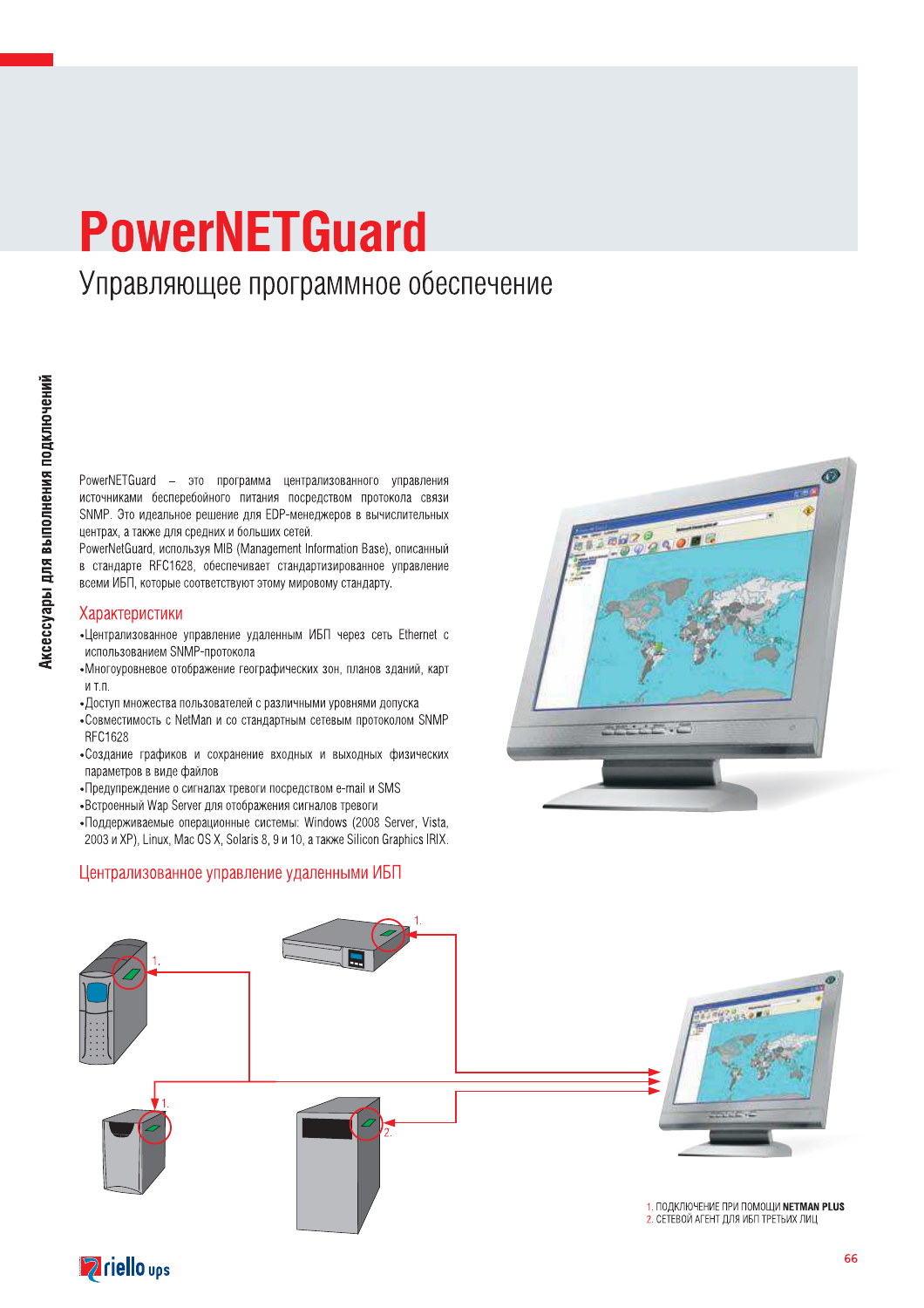# PowerNETGuard

## Управляющее программное обеспечение

PowerNETGuard – это программа централизованного управления источниками бесперебойного питания посредством протокола связи SNMP. Это идеальное решение для EDP-менеджеров в вычислительных центрах, а также для средних и больших сетей.

PowerNetGuard, используя MIB (Management Information Base), описанный в стандарте RFC1628, обеспечивает стандартизированное управление всеми ИБП, которые соответствуют этому мировому стандарту.

### Характеристики

- Централизованное управление удаленным ИБП через сеть Ethernet с использованием SNMP-протокола
- Многоуровневое отображение географических зон, планов зданий, карт и т.п.
- Доступ множества пользователей с различными уровнями допуска
- Совместимость с NetMan и со стандартным сетевым протоколом SNMP RFC1628
- Создание графиков и сохранение входных и выходных физических параметров в виде файлов
- Предупреждение о сигналах тревоги посредством e-mail и SMS
- Встроенный Wap Server для отображения сигналов тревоги
- Поддерживаемые операционные системы: Windows (2008 Server, Vista, 2003 и XP), Linux, Mac OS X, Solaris 8, 9 и 10, а также Silicon Graphics IRIX.

### Централизованное управление удаленными ИБП

1. ПОДКЛЮЧЕНИЕ ПРИ ПОМОЩИ **NETMAN PLUS**
2. СЕТЕВОЙ АГЕНТ ДЛЯ ИБП ТРЕТЬИХ ЛИЦ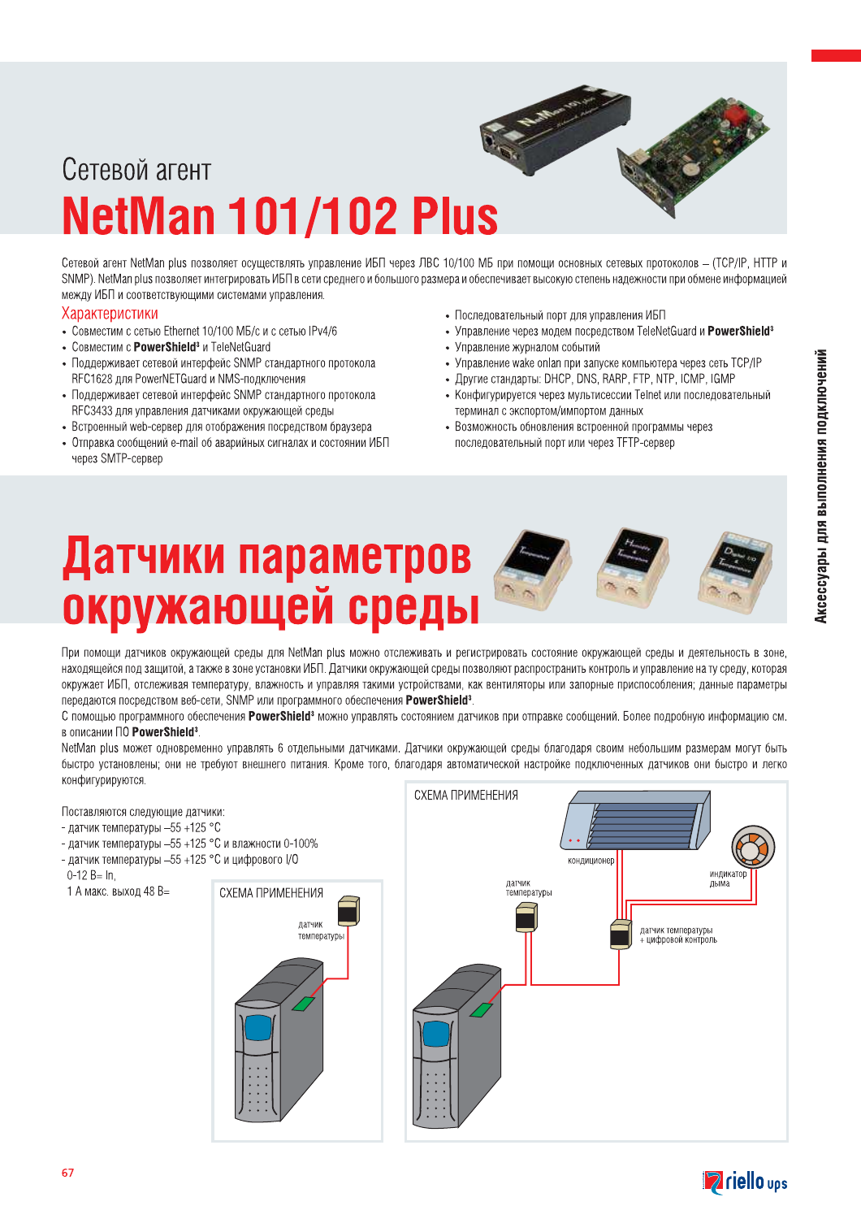Сетевой агент

# NetMan 101/102 Plus

Сетевой агент NetMan plus позволяет осуществлять управление ИБП через ЛВС 10/100 МБ при помощи основных сетевых протоколов – (TCP/IP, HTTP и SNMP). NetMan plus позволяет интегрировать ИБП в сети среднего и большого размера и обеспечивает высокую степень надежности при обмене информацией между ИБП и соответствующими системами управления.

## Характеристики

- Совместим с сетью Ethernet 10/100 МБ/с и с сетью IPv4/6
- Совместим с **PowerShield³** и TeleNetGuard
- Поддерживает сетевой интерфейс SNMP стандартного протокола RFC1628 для PowerNETGuard и NMS-подключения
- Поддерживает сетевой интерфейс SNMP стандартного протокола RFC3433 для управления датчиками окружающей среды
- Встроенный web-сервер для отображения посредством браузера
- Отправка сообщений e-mail об аварийных сигналах и состоянии ИБП через SMTP-сервер
- Последовательный порт для управления ИБП
- Управление через модем посредством TeleNetGuard и **PowerShield³**
- Управление журналом событий
- Управление wake onlan при запуске компьютера через сеть TCP/IP
- Другие стандарты: DHCP, DNS, RARP, FTP, NTP, ICMP, IGMP
- Конфигурируется через мультисессии Telnet или последовательный терминал с экспортом/импортом данных
- Возможность обновления встроенной программы через последовательный порт или через TFTP-сервер

# Датчики параметров окружающей среды

При помощи датчиков окружающей среды для NetMan plus можно отслеживать и регистрировать состояние окружающей среды и деятельность в зоне, находящейся под защитой, а также в зоне установки ИБП. Датчики окружающей среды позволяют распространить контроль и управление на ту среду, которая окружает ИБП, отслеживая температуру, влажность и управляя такими устройствами, как вентиляторы или запорные приспособления; данные параметры передаются посредством веб-сети, SNMP или программного обеспечения **PowerShield³**.

С помощью программного обеспечения **PowerShield³** можно управлять состоянием датчиков при отправке сообщений. Более подробную информацию см. в описании ПО **PowerShield³**.

NetMan plus может одновременно управлять 6 отдельными датчиками. Датчики окружающей среды благодаря своим небольшим размерам могут быть быстро установлены; они не требуют внешнего питания. Кроме того, благодаря автоматической настройке подключенных датчиков они быстро и легко конфигурируются.

Поставляются следующие датчики:

- датчик температуры –55 +125 °C
- датчик температуры –55 +125 °C и влажности 0-100%
- датчик температуры –55 +125 °C и цифрового I/O 0-12 В= In, 1 А макс. выход 48 В=

СХЕМА ПРИМЕНЕНИЯ

датчик температуры

СХЕМА ПРИМЕНЕНИЯ

кондиционер

индикатор дыма

датчик температуры

датчик температуры + цифровой контроль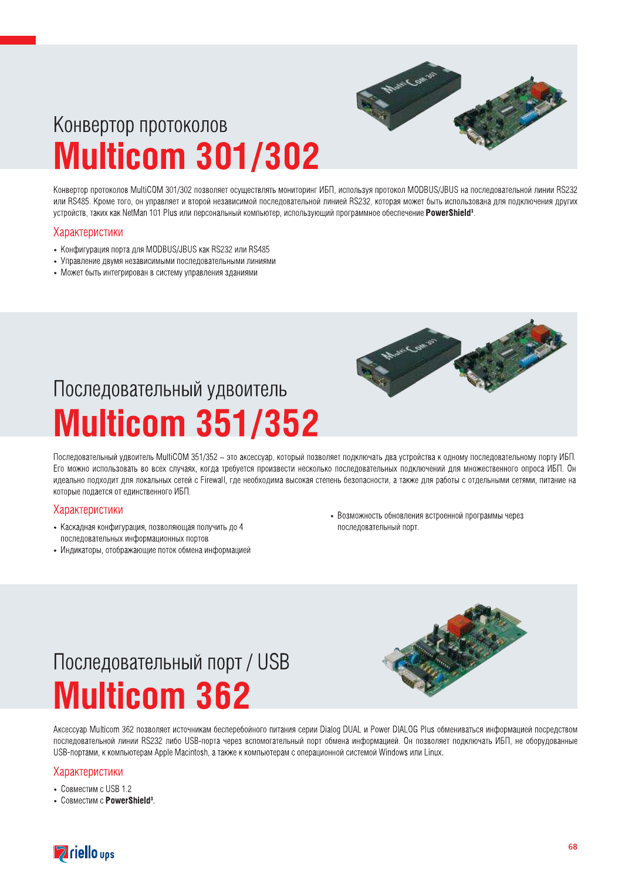# Конвертор протоколов
# Multicom 301/302

Конвертор протоколов MultiCOM 301/302 позволяет осуществлять мониторинг ИБП, используя протокол MODBUS/JBUS на последовательной линии RS232 или RS485. Кроме того, он управляет и второй независимой последовательной линией RS232, которая может быть использована для подключения других устройств, таких как NetMan 101 Plus или персональный компьютер, использующий программное обеспечение **PowerShield**[3].

## Характеристики

- Конфигурация порта для MODBUS/JBUS как RS232 или RS485
- Управление двумя независимыми последовательными линиями
- Может быть интегрирован в систему управления зданиями

# Последовательный удвоитель
# Multicom 351/352

Последовательный удвоитель MultiCOM 351/352 – это аксессуар, который позволяет подключать два устройства к одному последовательному порту ИБП. Его можно использовать во всех случаях, когда требуется произвести несколько последовательных подключений для множественного опроса ИБП. Он идеально подходит для локальных сетей с Firewall, где необходима высокая степень безопасности, а также для работы с отдельными сетями, питание на которые подается от единственного ИБП.

## Характеристики

- Каскадная конфигурация, позволяющая получить до 4 последовательных информационных портов
- Индикаторы, отображающие поток обмена информацией
- Возможность обновления встроенной программы через последовательный порт.

# Последовательный порт / USB
# Multicom 362

Аксессуар Multicom 362 позволяет источникам бесперебойного питания серии Dialog DUAL и Power DIALOG Plus обмениваться информацией посредством последовательной линии RS232 либо USB-порта через вспомогательный порт обмена информацией. Он позволяет подключать ИБП, не оборудованные USB-портами, к компьютерам Apple Macintosh, а также к компьютерам с операционной системой Windows или Linux.

## Характеристики

- Совместим с USB 1.2
- Совместим с **PowerShield**[3].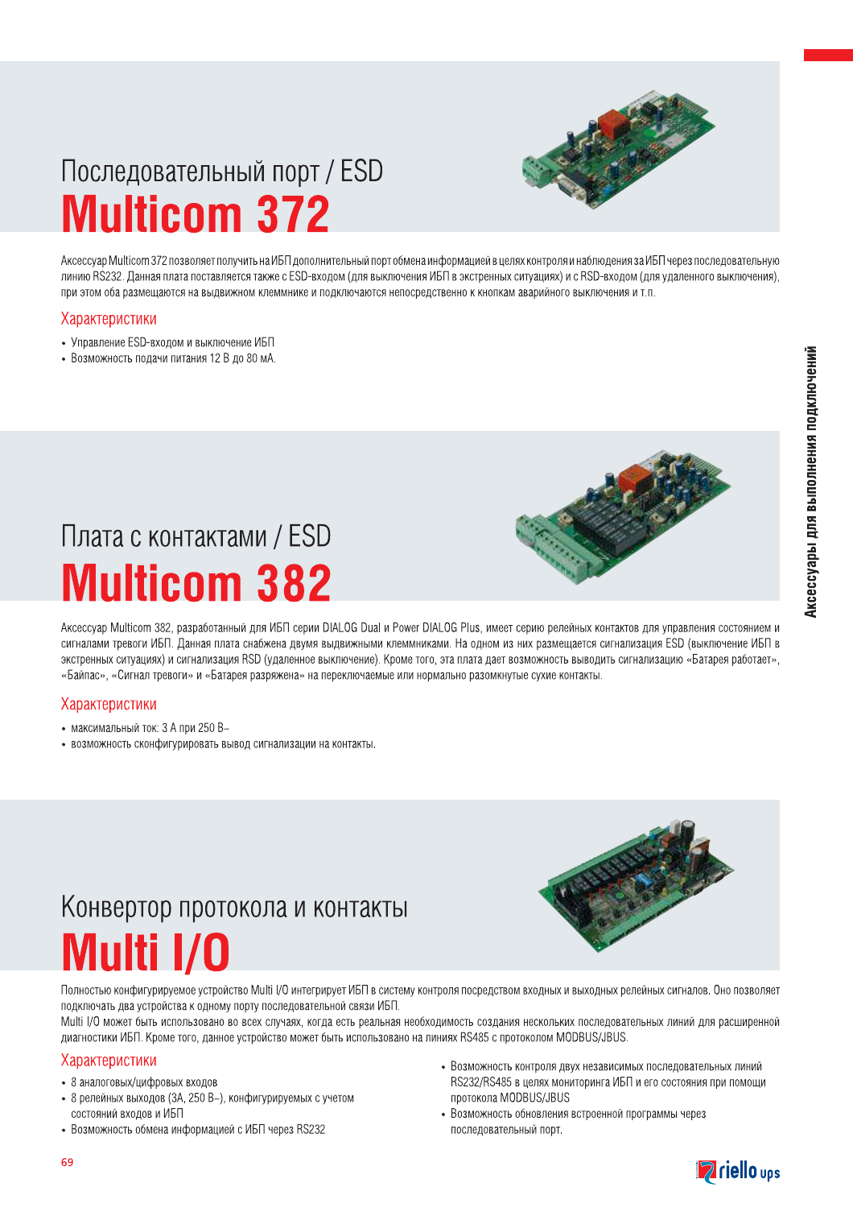## Последовательный порт / ESD

# Multicom 372

Аксессуар Multicom 372 позволяет получить на ИБП дополнительный порт обмена информацией в целях контроля и наблюдения за ИБП через последовательную линию RS232. Данная плата поставляется также с ESD-входом (для выключения ИБП в экстренных ситуациях) и с RSD-входом (для удаленного выключения), при этом оба размещаются на выдвижном клеммнике и подключаются непосредственно к кнопкам аварийного выключения и т.п.

### Характеристики

- Управление ESD-входом и выключение ИБП
- Возможность подачи питания 12 В до 80 мА.

## Плата с контактами / ESD

# Multicom 382

Аксессуар Multicom 382, разработанный для ИБП серии DIALOG Dual и Power DIALOG Plus, имеет серию релейных контактов для управления состоянием и сигналами тревоги ИБП. Данная плата снабжена двумя выдвижными клеммниками. На одном из них размещается сигнализация ESD (выключение ИБП в экстренных ситуациях) и сигнализация RSD (удаленное выключение). Кроме того, эта плата дает возможность выводить сигнализацию «Батарея работает», «Байпас», «Сигнал тревоги» и «Батарея разряжена» на переключаемые или нормально разомкнутые сухие контакты.

### Характеристики

- максимальный ток: 3 А при 250 В~
- возможность сконфигурировать вывод сигнализации на контакты.

## Конвертор протокола и контакты

# Multi I/O

Полностью конфигурируемое устройство Multi I/O интегрирует ИБП в систему контроля посредством входных и выходных релейных сигналов. Оно позволяет подключать два устройства к одному порту последовательной связи ИБП.

Multi I/O может быть использовано во всех случаях, когда есть реальная необходимость создания нескольких последовательных линий для расширенной диагностики ИБП. Кроме того, данное устройство может быть использовано на линиях RS485 с протоколом MODBUS/JBUS.

### Характеристики

- 8 аналоговых/цифровых входов
- 8 релейных выходов (3А, 250 В~), конфигурируемых с учетом состояний входов и ИБП
- Возможность обмена информацией с ИБП через RS232
- Возможность контроля двух независимых последовательных линий RS232/RS485 в целях мониторинга ИБП и его состояния при помощи протокола MODBUS/JBUS
- Возможность обновления встроенной программы через последовательный порт.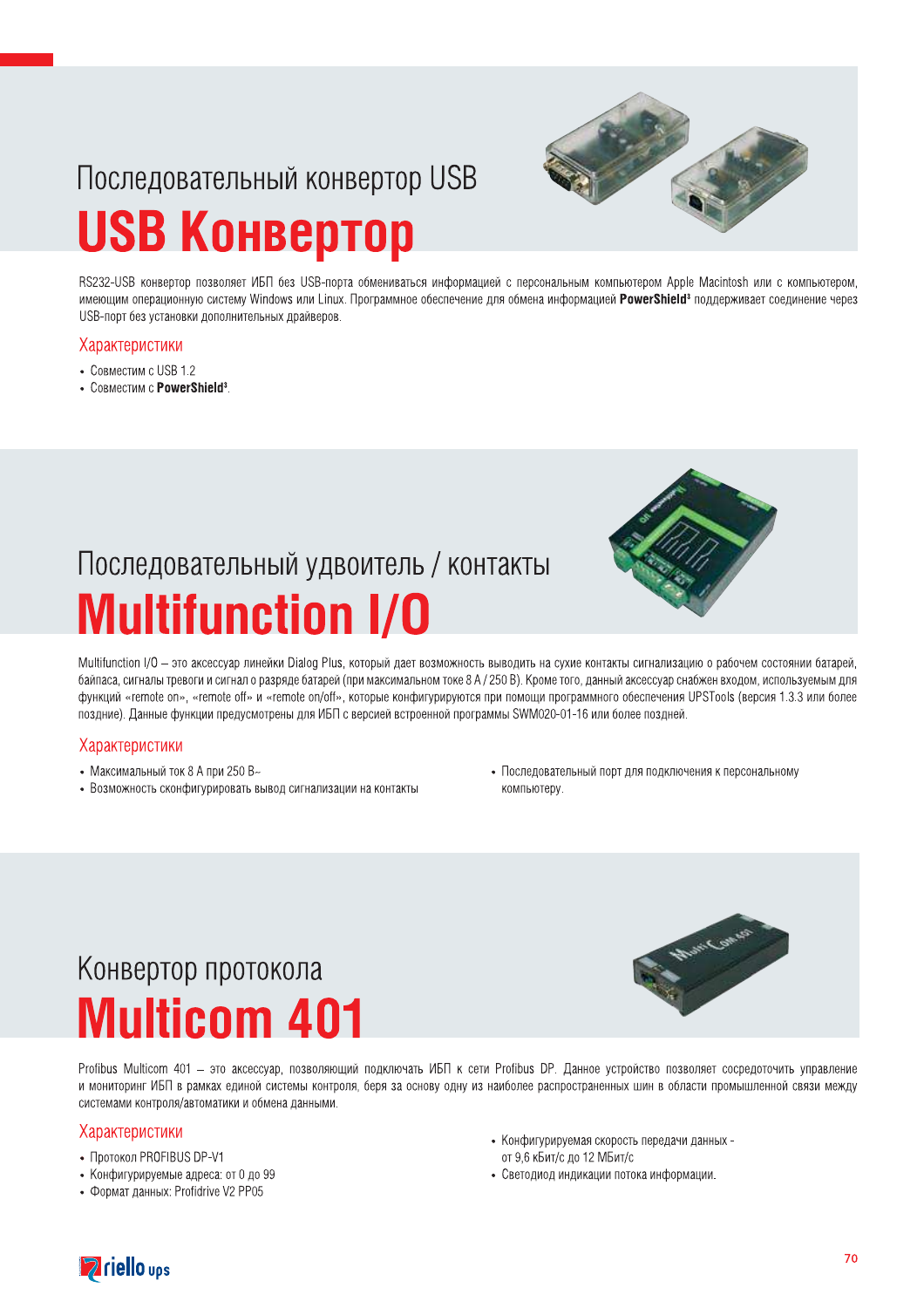Последовательный конвертор USB

# USB Конвертор

RS232-USB конвертор позволяет ИБП без USB-порта обмениваться информацией с персональным компьютером Apple Macintosh или с компьютером, имеющим операционную систему Windows или Linux. Программное обеспечение для обмена информацией **PowerShield³** поддерживает соединение через USB-порт без установки дополнительных драйверов.

## Характеристики

- Совместим с USB 1.2
- Совместим с **PowerShield³**.

Последовательный удвоитель / контакты

# Multifunction I/O

Multifunction I/O – это аксессуар линейки Dialog Plus, который дает возможность выводить на сухие контакты сигнализацию о рабочем состоянии батарей, байпаса, сигналы тревоги и сигнал о разряде батарей (при максимальном токе 8 А / 250 В). Кроме того, данный аксессуар снабжен входом, используемым для функций «remote on», «remote off» и «remote on/off», которые конфигурируются при помощи программного обеспечения UPSTools (версия 1.3.3 или более позднее). Данные функции предусмотрены для ИБП с версией встроенной программы SWM020-01-16 или более поздней.

## Характеристики

- Максимальный ток 8 А при 250 В~
- Возможность сконфигурировать вывод сигнализации на контакты
- Последовательный порт для подключения к персональному компьютеру.

Конвертор протокола

# Multicom 401

Profibus Multicom 401 – это аксессуар, позволяющий подключать ИБП к сети Profibus DP. Данное устройство позволяет сосредоточить управление и мониторинг ИБП в рамках единой системы контроля, беря за основу одну из наиболее распространенных шин в области промышленной связи между системами контроля/автоматики и обмена данными.

## Характеристики

- Протокол PROFIBUS DP-V1
- Конфигурируемые адреса: от 0 до 99
- Формат данных: Profidrive V2 PP05
- Конфигурируемая скорость передачи данных - от 9,6 кБит/с до 12 МБит/с
- Светодиод индикации потока информации.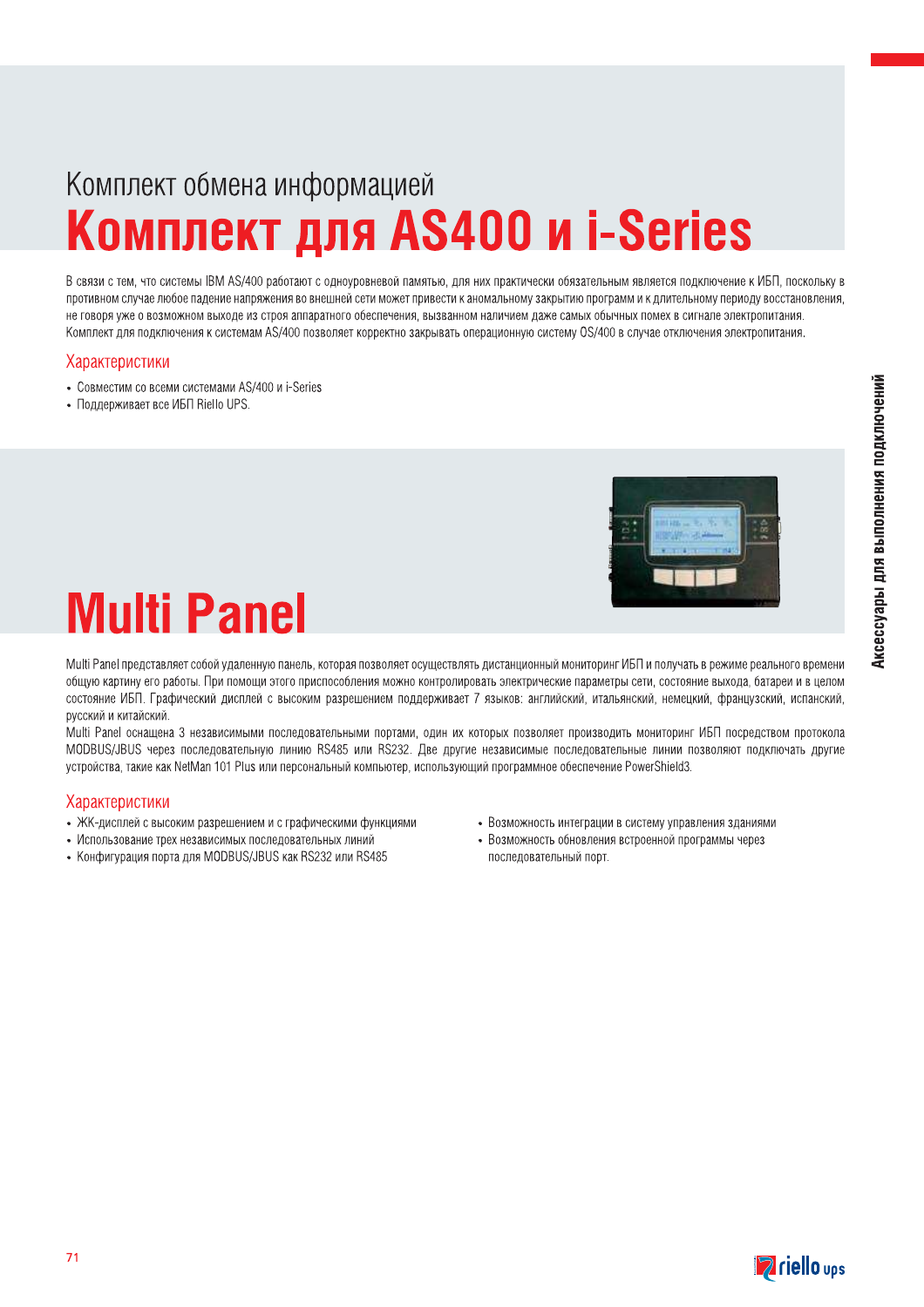Комплект обмена информацией

# Комплект для AS400 и i-Series

В связи с тем, что системы IBM AS/400 работают с одноуровневой памятью, для них практически обязательным является подключение к ИБП, поскольку в противном случае любое падение напряжения во внешней сети может привести к аномальному закрытию программ и к длительному периоду восстановления, не говоря уже о возможном выходе из строя аппаратного обеспечения, вызванном наличием даже самых обычных помех в сигнале электропитания. Комплект для подключения к системам AS/400 позволяет корректно закрывать операционную систему OS/400 в случае отключения электропитания.

## Характеристики

- Совместим со всеми системами AS/400 и i-Series
- Поддерживает все ИБП Riello UPS.

# Multi Panel

Multi Panel представляет собой удаленную панель, которая позволяет осуществлять дистанционный мониторинг ИБП и получать в режиме реального времени общую картину его работы. При помощи этого приспособления можно контролировать электрические параметры сети, состояние выхода, батареи и в целом состояние ИБП. Графический дисплей с высоким разрешением поддерживает 7 языков: английский, итальянский, немецкий, французский, испанский, русский и китайский.

Multi Panel оснащена 3 независимыми последовательными портами, один их которых позволяет производить мониторинг ИБП посредством протокола MODBUS/JBUS через последовательную линию RS485 или RS232. Две другие независимые последовательные линии позволяют подключать другие устройства, такие как NetMan 101 Plus или персональный компьютер, использующий программное обеспечение PowerShield3.

## Характеристики

- ЖК-дисплей с высоким разрешением и с графическими функциями
- Использование трех независимых последовательных линий
- Конфигурация порта для MODBUS/JBUS как RS232 или RS485
- Возможность интеграции в систему управления зданиями
- Возможность обновления встроенной программы через последовательный порт.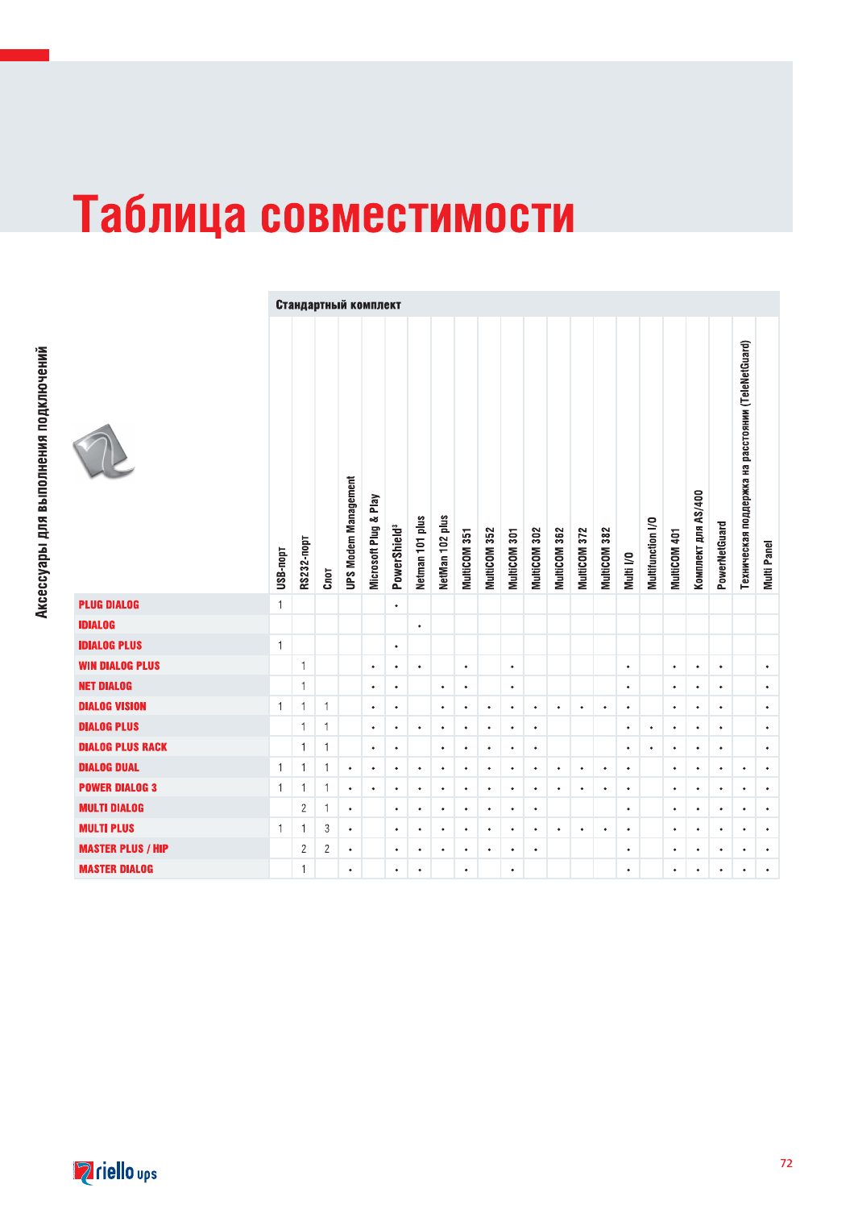# Таблица совместимости

**Аксессуары для выполнения подключений**

| | Стандартный комплект | | | | | | | | | | | | | | | | | | | | | |
|---|---|---|---|---|---|---|---|---|---|---|---|---|---|---|---|---|---|---|---|---|---|---|
| | USB-порт | RS232-порт | Слот | UPS Modem Management | Microsoft Plug & Play | PowerShield[3] | Netman 101 plus | NetMan 102 plus | MultiCOM 351 | MultiCOM 352 | MultiCOM 301 | MultiCOM 302 | MultiCOM 362 | MultiCOM 372 | MultiCOM 382 | Multi I/O | Multifunction I/O | MultiCOM 401 | Комплект для AS/400 | PowerNetGuard | Техническая поддержка на расстоянии (TeleNetGuard) | Multi Panel |
| **PLUG DIALOG** | 1 | | | | | • | | | | | | | | | | | | | | | | |
| **IDIALOG** | | | | | | | • | | | | | | | | | | | | | | | |
| **IDIALOG PLUS** | 1 | | | | | • | | | | | | | | | | | | | | | | |
| **WIN DIALOG PLUS** | | 1 | | | • | • | • | | • | | • | | | | | • | | • | • | • | | • |
| **NET DIALOG** | | 1 | | | • | • | | • | • | | • | | | | | • | | • | • | • | | • |
| **DIALOG VISION** | 1 | 1 | 1 | | • | • | | • | • | • | • | • | • | • | • | • | | • | • | • | | • |
| **DIALOG PLUS** | | 1 | 1 | | • | • | • | • | • | • | • | • | | | | • | • | • | • | • | | • |
| **DIALOG PLUS RACK** | | 1 | 1 | | • | • | | • | • | • | • | • | | | | • | • | • | • | • | | • |
| **DIALOG DUAL** | 1 | 1 | 1 | • | • | • | • | • | • | • | • | • | • | • | • | • | | • | • | • | • | • |
| **POWER DIALOG 3** | 1 | 1 | 1 | • | • | • | • | • | • | • | • | • | • | • | • | • | | • | • | • | • | • |
| **MULTI DIALOG** | | 2 | 1 | • | | • | • | • | • | • | • | • | | | | • | | • | • | • | • | • |
| **MULTI PLUS** | 1 | 1 | 3 | • | | • | • | • | • | • | • | • | • | • | • | • | | • | • | • | • | • |
| **MASTER PLUS / HIP** | | 2 | 2 | • | | • | • | • | • | • | • | • | | | | • | | • | • | • | • | • |
| **MASTER DIALOG** | | 1 | | • | | • | • | | • | | • | | | | | • | | • | • | • | • | • |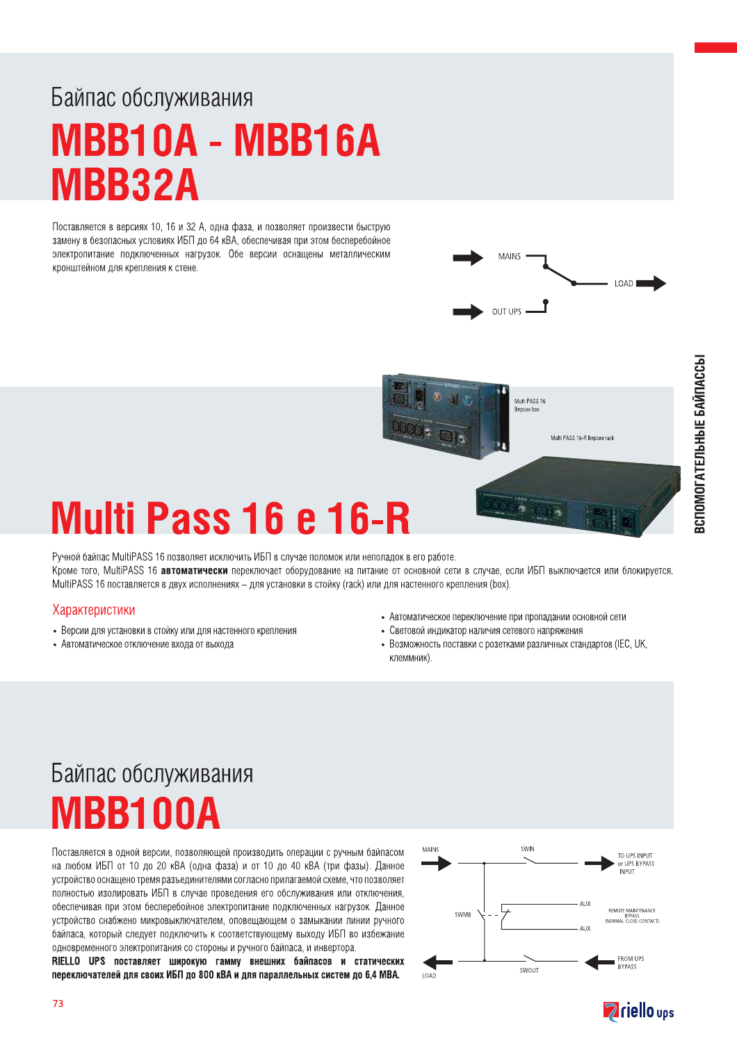Байпас обслуживания

# MBB10A - MBB16A MBB32A

Поставляется в версиях 10, 16 и 32 А, одна фаза, и позволяет произвести быструю замену в безопасных условиях ИБП до 64 кВА, обеспечивая при этом бесперебойное электропитание подключенных нагрузок. Обе версии оснащены металлическим кронштейном для крепления к стене.

MAINS

LOAD

OUT UPS

Multi PASS 16
Версия box

Multi PASS 16-R Версия rack

# Multi Pass 16 e 16-R

Ручной байпас MultiPASS 16 позволяет исключить ИБП в случае поломок или неполадок в его работе.
Кроме того, MultiPASS 16 **автоматически** переключает оборудование на питание от основной сети в случае, если ИБП выключается или блокируется.
MultiPASS 16 поставляется в двух исполнениях – для установки в стойку (rack) или для настенного крепления (box).

## Характеристики

- Версии для установки в стойку или для настенного крепления
- Автоматическое отключение входа от выхода
- Автоматическое переключение при пропадании основной сети
- Световой индикатор наличия сетевого напряжения
- Возможность поставки с розетками различных стандартов (IEC, UK, клеммник).

Байпас обслуживания

# MBB100A

Поставляется в одной версии, позволяющей производить операции с ручным байпасом на любом ИБП от 10 до 20 кВА (одна фаза) и от 10 до 40 кВА (три фазы). Данное устройство оснащено тремя разъединителями согласно прилагаемой схеме, что позволяет полностью изолировать ИБП в случае проведения его обслуживания или отключения, обеспечивая при этом бесперебойное электропитание подключенных нагрузок. Данное устройство снабжено микровыключателем, оповещающем о замыкании линии ручного байпаса, который следует подключить к соответствующему выходу ИБП во избежание одновременного электропитания со стороны и ручного байпаса, и инвертора.
**RIELLO UPS поставляет широкую гамму внешних байпасов и статических переключателей для своих ИБП до 800 кВА и для параллельных систем до 6,4 МВА.**

MAINS
SWIN
TO UPS INPUT or UPS BYPASS INPUT
SWMB
AUX
AUX
REMOTE MAINTENANCE BYPASS (NORMAL CLOSE CONTACT)
LOAD
SWOUT
FROM UPS BYPASS

ВСПОМОГАТЕЛЬНЫЕ БАЙПАССЫ